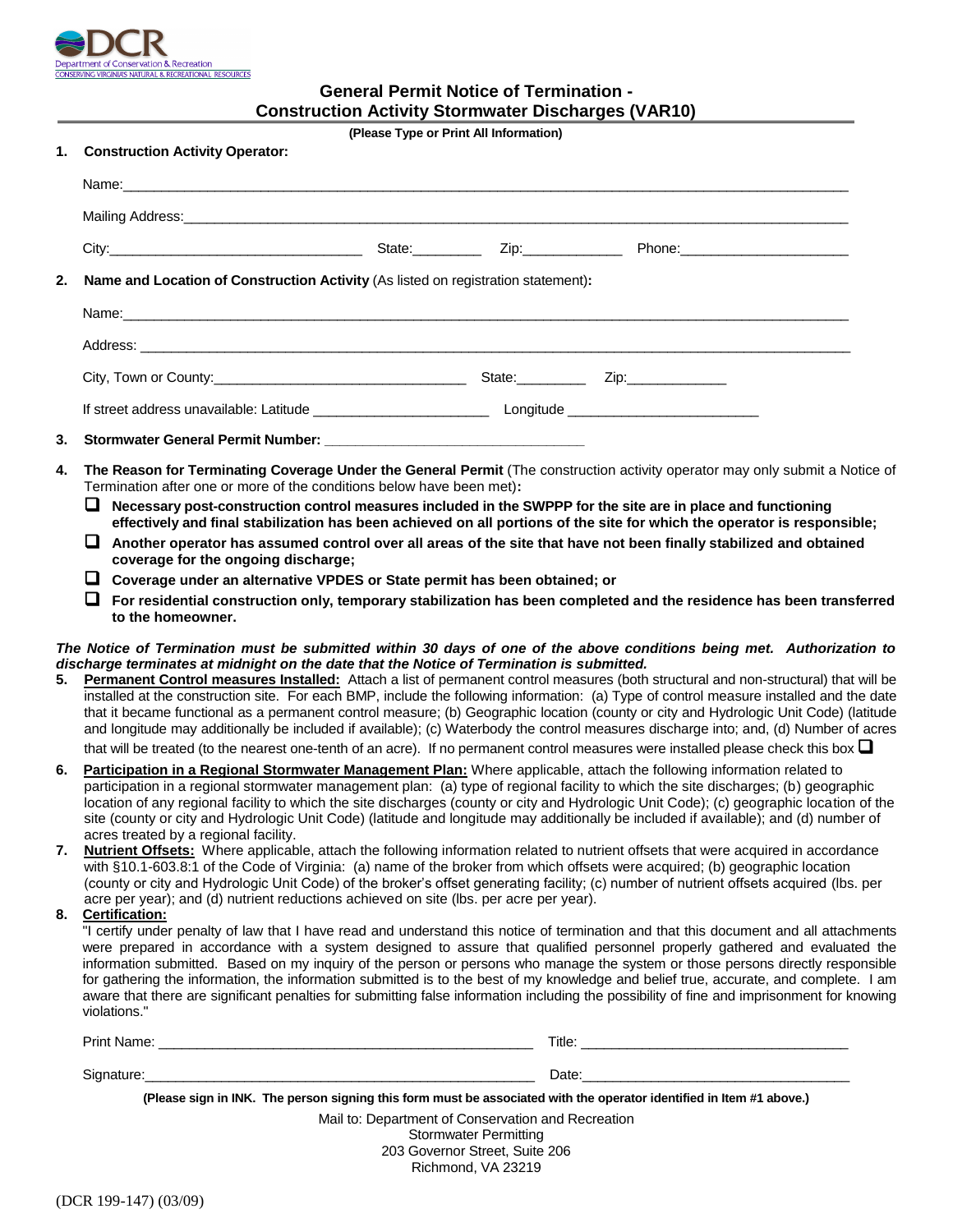DCR
Department of Conservation & Recreation
CONSERVING VIRGINIA'S NATURAL & RECREATIONAL RESOURCES

# General Permit Notice of Termination - Construction Activity Stormwater Discharges (VAR10)

**(Please Type or Print All Information)**

**1. Construction Activity Operator:**

Name:_______________________________________________

Mailing Address:_______________________________________________

City:_______________________ State:_________ Zip:_____________ Phone:______________________

**2. Name and Location of Construction Activity** (As listed on registration statement)**:**

Name:_______________________________________________

Address: _______________________________________________

City, Town or County:_______________________ State:_________ Zip:_____________

If street address unavailable: Latitude ______________________ Longitude ________________________

**3. Stormwater General Permit Number: _________________________________**

**4. The Reason for Terminating Coverage Under the General Permit** (The construction activity operator may only submit a Notice of Termination after one or more of the conditions below have been met)**:**

- ☐ **Necessary post-construction control measures included in the SWPPP for the site are in place and functioning effectively and final stabilization has been achieved on all portions of the site for which the operator is responsible;**
- ☐ **Another operator has assumed control over all areas of the site that have not been finally stabilized and obtained coverage for the ongoing discharge;**
- ☐ **Coverage under an alternative VPDES or State permit has been obtained; or**
- ☐ **For residential construction only, temporary stabilization has been completed and the residence has been transferred to the homeowner.**

***The Notice of Termination must be submitted within 30 days of one of the above conditions being met. Authorization to discharge terminates at midnight on the date that the Notice of Termination is submitted.***

**5. Permanent Control measures Installed:** Attach a list of permanent control measures (both structural and non-structural) that will be installed at the construction site. For each BMP, include the following information: (a) Type of control measure installed and the date that it became functional as a permanent control measure; (b) Geographic location (county or city and Hydrologic Unit Code) (latitude and longitude may additionally be included if available); (c) Waterbody the control measures discharge into; and, (d) Number of acres that will be treated (to the nearest one-tenth of an acre). If no permanent control measures were installed please check this box ☐

**6. Participation in a Regional Stormwater Management Plan:** Where applicable, attach the following information related to participation in a regional stormwater management plan: (a) type of regional facility to which the site discharges; (b) geographic location of any regional facility to which the site discharges (county or city and Hydrologic Unit Code); (c) geographic location of the site (county or city and Hydrologic Unit Code) (latitude and longitude may additionally be included if available); and (d) number of acres treated by a regional facility.

**7. Nutrient Offsets:** Where applicable, attach the following information related to nutrient offsets that were acquired in accordance with §10.1-603.8:1 of the Code of Virginia: (a) name of the broker from which offsets were acquired; (b) geographic location (county or city and Hydrologic Unit Code) of the broker's offset generating facility; (c) number of nutrient offsets acquired (lbs. per acre per year); and (d) nutrient reductions achieved on site (lbs. per acre per year).

**8. Certification:**

"I certify under penalty of law that I have read and understand this notice of termination and that this document and all attachments were prepared in accordance with a system designed to assure that qualified personnel properly gathered and evaluated the information submitted. Based on my inquiry of the person or persons who manage the system or those persons directly responsible for gathering the information, the information submitted is to the best of my knowledge and belief true, accurate, and complete. I am aware that there are significant penalties for submitting false information including the possibility of fine and imprisonment for knowing violations."

Print Name: ________________________________ Title: ______________________________

Signature:_________________________________ Date:_______________________________

**(Please sign in INK. The person signing this form must be associated with the operator identified in Item #1 above.)**

Mail to: Department of Conservation and Recreation
Stormwater Permitting
203 Governor Street, Suite 206
Richmond, VA 23219

(DCR 199-147) (03/09)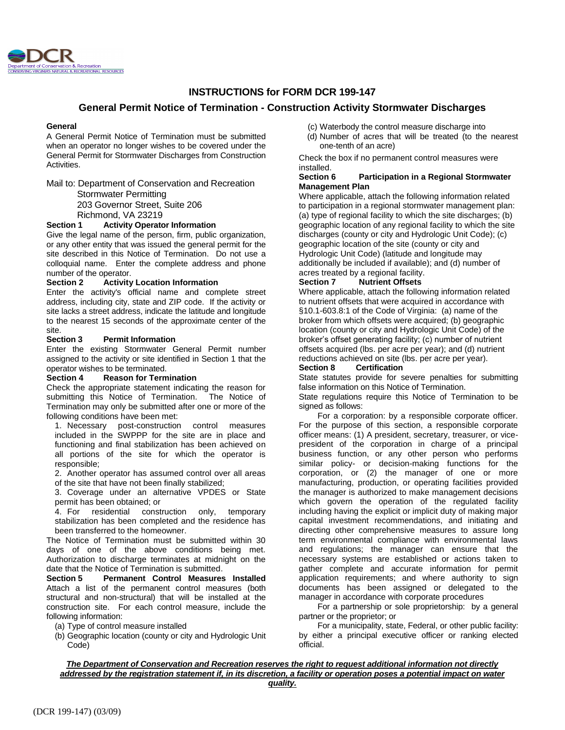DCR
Department of Conservation & Recreation
CONSERVING VIRGINIA'S NATURAL & RECREATIONAL RESOURCES

# INSTRUCTIONS for FORM DCR 199-147

## General Permit Notice of Termination - Construction Activity Stormwater Discharges

**General**

A General Permit Notice of Termination must be submitted when an operator no longer wishes to be covered under the General Permit for Stormwater Discharges from Construction Activities.

Mail to: Department of Conservation and Recreation
Stormwater Permitting
203 Governor Street, Suite 206
Richmond, VA 23219

**Section 1 Activity Operator Information**

Give the legal name of the person, firm, public organization, or any other entity that was issued the general permit for the site described in this Notice of Termination. Do not use a colloquial name. Enter the complete address and phone number of the operator.

**Section 2 Activity Location Information**

Enter the activity's official name and complete street address, including city, state and ZIP code. If the activity or site lacks a street address, indicate the latitude and longitude to the nearest 15 seconds of the approximate center of the site.

**Section 3 Permit Information**

Enter the existing Stormwater General Permit number assigned to the activity or site identified in Section 1 that the operator wishes to be terminated.

**Section 4 Reason for Termination**

Check the appropriate statement indicating the reason for submitting this Notice of Termination. The Notice of Termination may only be submitted after one or more of the following conditions have been met:

1. Necessary post-construction control measures included in the SWPPP for the site are in place and functioning and final stabilization has been achieved on all portions of the site for which the operator is responsible;
2. Another operator has assumed control over all areas of the site that have not been finally stabilized;
3. Coverage under an alternative VPDES or State permit has been obtained; or
4. For residential construction only, temporary stabilization has been completed and the residence has been transferred to the homeowner.

The Notice of Termination must be submitted within 30 days of one of the above conditions being met. Authorization to discharge terminates at midnight on the date that the Notice of Termination is submitted.

**Section 5 Permanent Control Measures Installed**

Attach a list of the permanent control measures (both structural and non-structural) that will be installed at the construction site. For each control measure, include the following information:

(a) Type of control measure installed
(b) Geographic location (county or city and Hydrologic Unit Code)
(c) Waterbody the control measure discharge into
(d) Number of acres that will be treated (to the nearest one-tenth of an acre)

Check the box if no permanent control measures were installed.

**Section 6 Participation in a Regional Stormwater Management Plan**

Where applicable, attach the following information related to participation in a regional stormwater management plan: (a) type of regional facility to which the site discharges; (b) geographic location of any regional facility to which the site discharges (county or city and Hydrologic Unit Code); (c) geographic location of the site (county or city and Hydrologic Unit Code) (latitude and longitude may additionally be included if available); and (d) number of acres treated by a regional facility.

**Section 7 Nutrient Offsets**

Where applicable, attach the following information related to nutrient offsets that were acquired in accordance with §10.1-603.8:1 of the Code of Virginia: (a) name of the broker from which offsets were acquired; (b) geographic location (county or city and Hydrologic Unit Code) of the broker's offset generating facility; (c) number of nutrient offsets acquired (lbs. per acre per year); and (d) nutrient reductions achieved on site (lbs. per acre per year).

**Section 8 Certification**

State statutes provide for severe penalties for submitting false information on this Notice of Termination.

State regulations require this Notice of Termination to be signed as follows:

For a corporation: by a responsible corporate officer. For the purpose of this section, a responsible corporate officer means: (1) A president, secretary, treasurer, or vice-president of the corporation in charge of a principal business function, or any other person who performs similar policy- or decision-making functions for the corporation, or (2) the manager of one or more manufacturing, production, or operating facilities provided the manager is authorized to make management decisions which govern the operation of the regulated facility including having the explicit or implicit duty of making major capital investment recommendations, and initiating and directing other comprehensive measures to assure long term environmental compliance with environmental laws and regulations; the manager can ensure that the necessary systems are established or actions taken to gather complete and accurate information for permit application requirements; and where authority to sign documents has been assigned or delegated to the manager in accordance with corporate procedures

For a partnership or sole proprietorship: by a general partner or the proprietor; or

For a municipality, state, Federal, or other public facility: by either a principal executive officer or ranking elected official.

***The Department of Conservation and Recreation reserves the right to request additional information not directly addressed by the registration statement if, in its discretion, a facility or operation poses a potential impact on water quality.***

(DCR 199-147) (03/09)